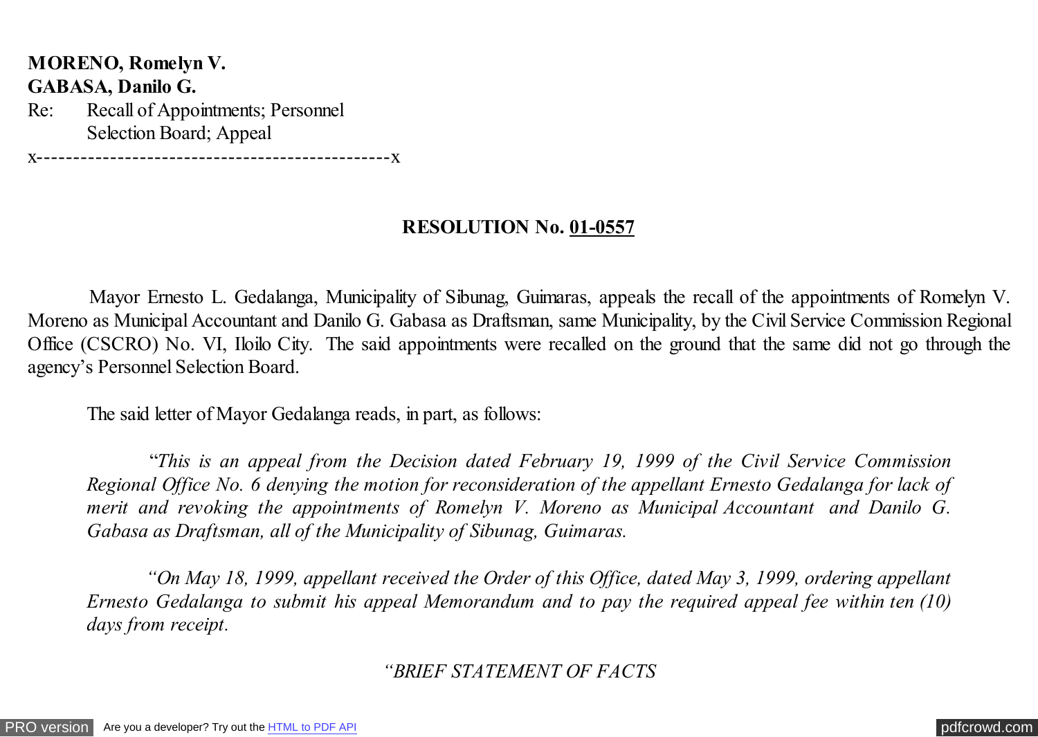**MORENO, Romelyn V.**
**GABASA, Danilo G.**
Re: Recall of Appointments; Personnel Selection Board; Appeal
x------------------------------------------------x

**RESOLUTION No. 01-0557**

Mayor Ernesto L. Gedalanga, Municipality of Sibunag, Guimaras, appeals the recall of the appointments of Romelyn V. Moreno as Municipal Accountant and Danilo G. Gabasa as Draftsman, same Municipality, by the Civil Service Commission Regional Office (CSCRO) No. VI, Iloilo City. The said appointments were recalled on the ground that the same did not go through the agency's Personnel Selection Board.

The said letter of Mayor Gedalanga reads, in part, as follows:

*"This is an appeal from the Decision dated February 19, 1999 of the Civil Service Commission Regional Office No. 6 denying the motion for reconsideration of the appellant Ernesto Gedalanga for lack of merit and revoking the appointments of Romelyn V. Moreno as Municipal Accountant and Danilo G. Gabasa as Draftsman, all of the Municipality of Sibunag, Guimaras.*

*"On May 18, 1999, appellant received the Order of this Office, dated May 3, 1999, ordering appellant Ernesto Gedalanga to submit his appeal Memorandum and to pay the required appeal fee within ten (10) days from receipt.*

*"BRIEF STATEMENT OF FACTS*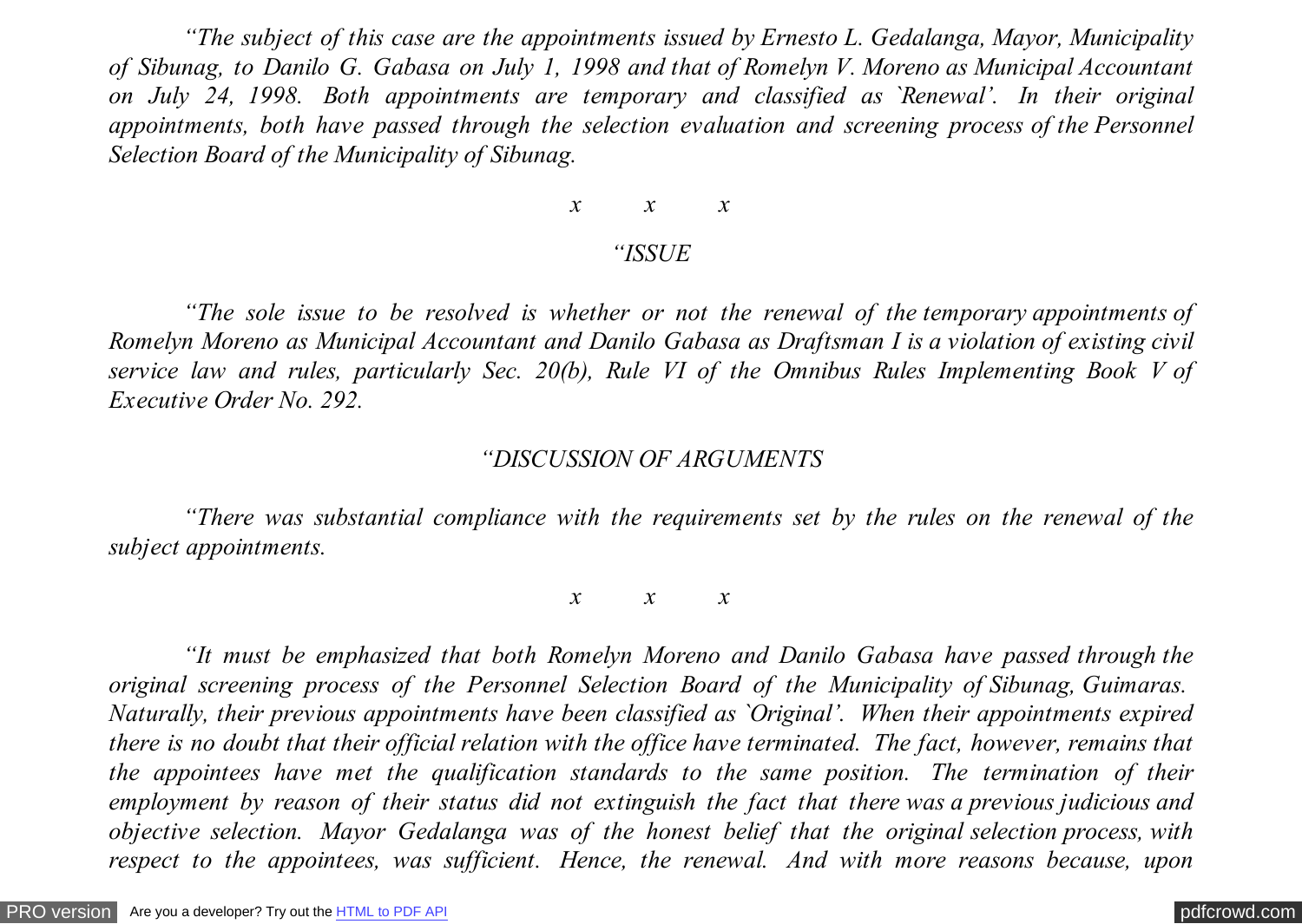*"The subject of this case are the appointments issued by Ernesto L. Gedalanga, Mayor, Municipality of Sibunag, to Danilo G. Gabasa on July 1, 1998 and that of Romelyn V. Moreno as Municipal Accountant on July 24, 1998. Both appointments are temporary and classified as `Renewal'. In their original appointments, both have passed through the selection evaluation and screening process of the Personnel Selection Board of the Municipality of Sibunag.*

*x x x*

*"ISSUE*

*"The sole issue to be resolved is whether or not the renewal of the temporary appointments of Romelyn Moreno as Municipal Accountant and Danilo Gabasa as Draftsman I is a violation of existing civil service law and rules, particularly Sec. 20(b), Rule VI of the Omnibus Rules Implementing Book V of Executive Order No. 292.*

*"DISCUSSION OF ARGUMENTS*

*"There was substantial compliance with the requirements set by the rules on the renewal of the subject appointments.*

*x x x*

*"It must be emphasized that both Romelyn Moreno and Danilo Gabasa have passed through the original screening process of the Personnel Selection Board of the Municipality of Sibunag, Guimaras. Naturally, their previous appointments have been classified as `Original'. When their appointments expired there is no doubt that their official relation with the office have terminated. The fact, however, remains that the appointees have met the qualification standards to the same position. The termination of their employment by reason of their status did not extinguish the fact that there was a previous judicious and objective selection. Mayor Gedalanga was of the honest belief that the original selection process, with respect to the appointees, was sufficient. Hence, the renewal. And with more reasons because, upon*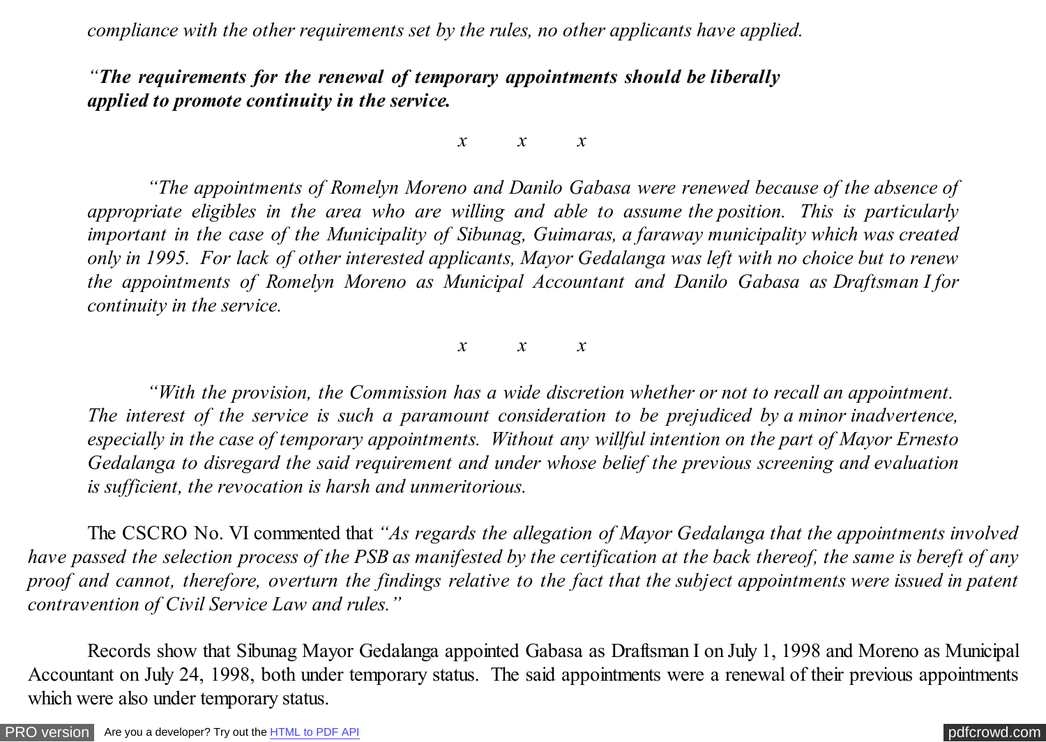*compliance with the other requirements set by the rules, no other applicants have applied.*

*"**The requirements for the renewal of temporary appointments should be liberally applied to promote continuity in the service.***

*x x x*

*"The appointments of Romelyn Moreno and Danilo Gabasa were renewed because of the absence of appropriate eligibles in the area who are willing and able to assume the position. This is particularly important in the case of the Municipality of Sibunag, Guimaras, a faraway municipality which was created only in 1995. For lack of other interested applicants, Mayor Gedalanga was left with no choice but to renew the appointments of Romelyn Moreno as Municipal Accountant and Danilo Gabasa as Draftsman I for continuity in the service.*

*x x x*

*"With the provision, the Commission has a wide discretion whether or not to recall an appointment. The interest of the service is such a paramount consideration to be prejudiced by a minor inadvertence, especially in the case of temporary appointments. Without any willful intention on the part of Mayor Ernesto Gedalanga to disregard the said requirement and under whose belief the previous screening and evaluation is sufficient, the revocation is harsh and unmeritorious.*

The CSCRO No. VI commented that *"As regards the allegation of Mayor Gedalanga that the appointments involved have passed the selection process of the PSB as manifested by the certification at the back thereof, the same is bereft of any proof and cannot, therefore, overturn the findings relative to the fact that the subject appointments were issued in patent contravention of Civil Service Law and rules."*

Records show that Sibunag Mayor Gedalanga appointed Gabasa as Draftsman I on July 1, 1998 and Moreno as Municipal Accountant on July 24, 1998, both under temporary status. The said appointments were a renewal of their previous appointments which were also under temporary status.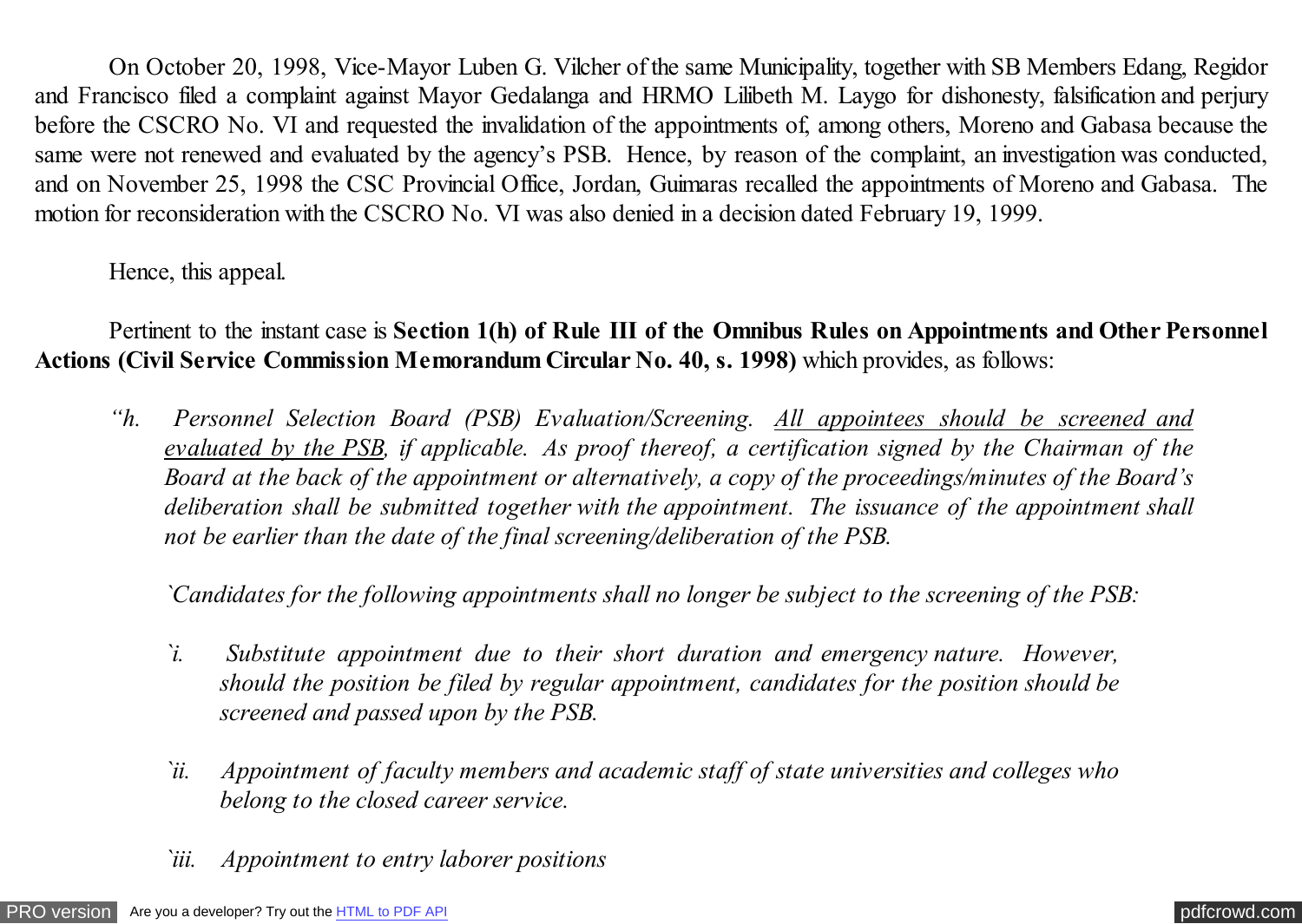On October 20, 1998, Vice-Mayor Luben G. Vilcher of the same Municipality, together with SB Members Edang, Regidor and Francisco filed a complaint against Mayor Gedalanga and HRMO Lilibeth M. Laygo for dishonesty, falsification and perjury before the CSCRO No. VI and requested the invalidation of the appointments of, among others, Moreno and Gabasa because the same were not renewed and evaluated by the agency's PSB. Hence, by reason of the complaint, an investigation was conducted, and on November 25, 1998 the CSC Provincial Office, Jordan, Guimaras recalled the appointments of Moreno and Gabasa. The motion for reconsideration with the CSCRO No. VI was also denied in a decision dated February 19, 1999.

Hence, this appeal.

Pertinent to the instant case is **Section 1(h) of Rule III of the Omnibus Rules on Appointments and Other Personnel Actions (Civil Service Commission Memorandum Circular No. 40, s. 1998)** which provides, as follows:

> *"h. Personnel Selection Board (PSB) Evaluation/Screening. <u>All appointees should be screened and evaluated by the PSB</u>, if applicable. As proof thereof, a certification signed by the Chairman of the Board at the back of the appointment or alternatively, a copy of the proceedings/minutes of the Board's deliberation shall be submitted together with the appointment. The issuance of the appointment shall not be earlier than the date of the final screening/deliberation of the PSB.*
>
> *`Candidates for the following appointments shall no longer be subject to the screening of the PSB:*
>
> > *`i. Substitute appointment due to their short duration and emergency nature. However, should the position be filed by regular appointment, candidates for the position should be screened and passed upon by the PSB.*
> >
> > *`ii. Appointment of faculty members and academic staff of state universities and colleges who belong to the closed career service.*
> >
> > *`iii. Appointment to entry laborer positions*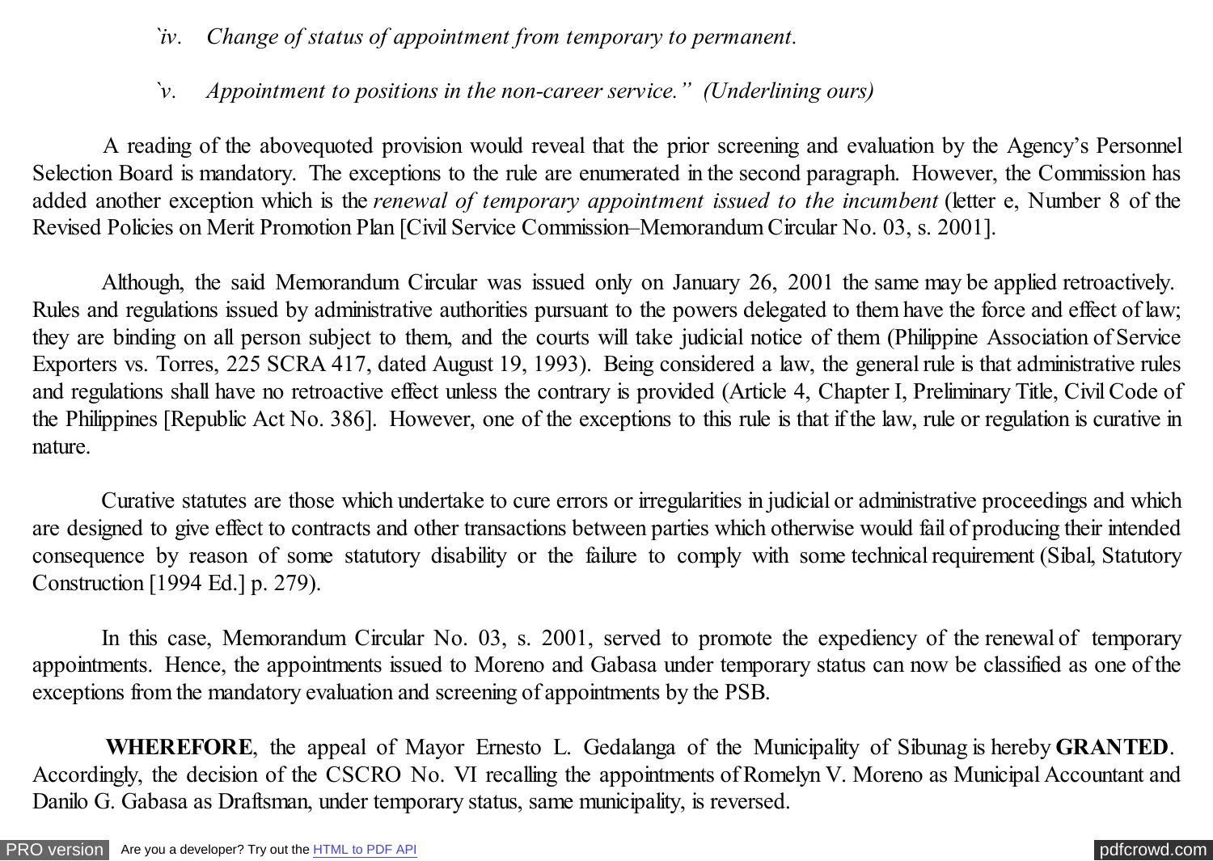*`iv. Change of status of appointment from temporary to permanent.*

*`v. Appointment to positions in the non-career service." (Underlining ours)*

A reading of the abovequoted provision would reveal that the prior screening and evaluation by the Agency's Personnel Selection Board is mandatory. The exceptions to the rule are enumerated in the second paragraph. However, the Commission has added another exception which is the *renewal of temporary appointment issued to the incumbent* (letter e, Number 8 of the Revised Policies on Merit Promotion Plan [Civil Service Commission–Memorandum Circular No. 03, s. 2001].

Although, the said Memorandum Circular was issued only on January 26, 2001 the same may be applied retroactively. Rules and regulations issued by administrative authorities pursuant to the powers delegated to them have the force and effect of law; they are binding on all person subject to them, and the courts will take judicial notice of them (Philippine Association of Service Exporters vs. Torres, 225 SCRA 417, dated August 19, 1993). Being considered a law, the general rule is that administrative rules and regulations shall have no retroactive effect unless the contrary is provided (Article 4, Chapter I, Preliminary Title, Civil Code of the Philippines [Republic Act No. 386]. However, one of the exceptions to this rule is that if the law, rule or regulation is curative in nature.

Curative statutes are those which undertake to cure errors or irregularities in judicial or administrative proceedings and which are designed to give effect to contracts and other transactions between parties which otherwise would fail of producing their intended consequence by reason of some statutory disability or the failure to comply with some technical requirement (Sibal, Statutory Construction [1994 Ed.] p. 279).

In this case, Memorandum Circular No. 03, s. 2001, served to promote the expediency of the renewal of temporary appointments. Hence, the appointments issued to Moreno and Gabasa under temporary status can now be classified as one of the exceptions from the mandatory evaluation and screening of appointments by the PSB.

**WHEREFORE**, the appeal of Mayor Ernesto L. Gedalanga of the Municipality of Sibunag is hereby **GRANTED**. Accordingly, the decision of the CSCRO No. VI recalling the appointments of Romelyn V. Moreno as Municipal Accountant and Danilo G. Gabasa as Draftsman, under temporary status, same municipality, is reversed.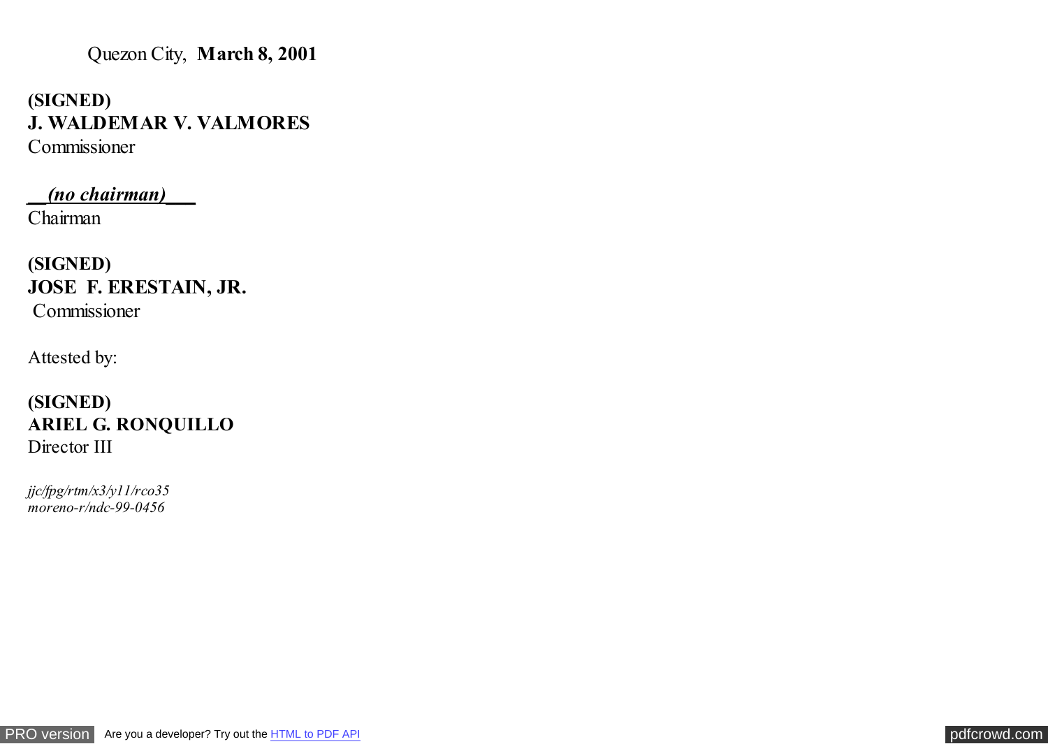Quezon City, **March 8, 2001**

**(SIGNED)**
**J. WALDEMAR V. VALMORES**
Commissioner

***__(no chairman)___***
Chairman

**(SIGNED)**
**JOSE F. ERESTAIN, JR.**
Commissioner

Attested by:

**(SIGNED)**
**ARIEL G. RONQUILLO**
Director III

*jjc/fpg/rtm/x3/y11/rco35*
*moreno-r/ndc-99-0456*